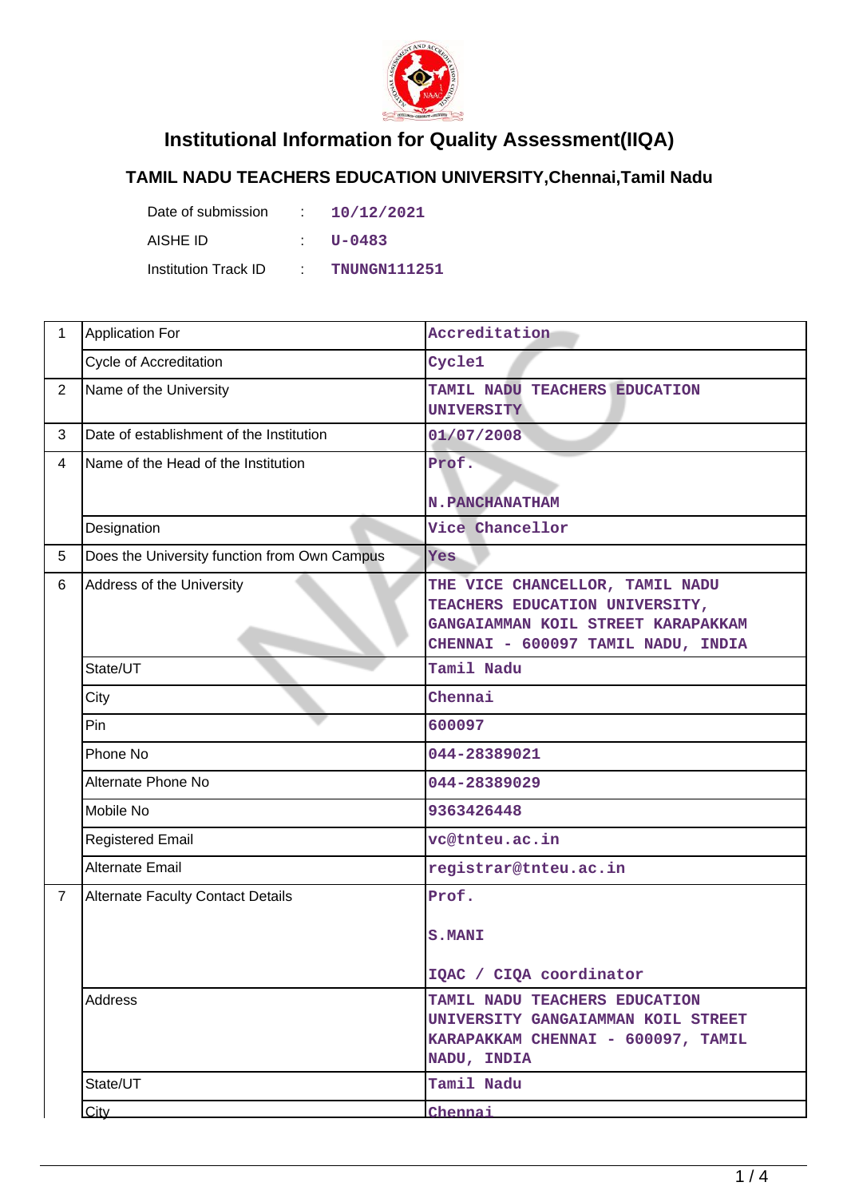# Institutional Information for Quality Assessment(IIQA)

## TAMIL NADU TEACHERS EDUCATION UNIVERSITY,Chennai,Tamil Nadu

| | | |
|---|---|---|
| Date of submission | : | 10/12/2021 |
| AISHE ID | : | U-0483 |
| Institution Track ID | : | TNUNGN111251 |

| | | |
|---|---|---|
| 1 | Application For | Accreditation |
| | Cycle of Accreditation | Cycle1 |
| 2 | Name of the University | TAMIL NADU TEACHERS EDUCATION UNIVERSITY |
| 3 | Date of establishment of the Institution | 01/07/2008 |
| 4 | Name of the Head of the Institution | Prof.<br><br>N.PANCHANATHAM |
| | Designation | Vice Chancellor |
| 5 | Does the University function from Own Campus | Yes |
| 6 | Address of the University | THE VICE CHANCELLOR, TAMIL NADU TEACHERS EDUCATION UNIVERSITY, GANGAIAMMAN KOIL STREET KARAPAKKAM CHENNAI - 600097 TAMIL NADU, INDIA |
| | State/UT | Tamil Nadu |
| | City | Chennai |
| | Pin | 600097 |
| | Phone No | 044-28389021 |
| | Alternate Phone No | 044-28389029 |
| | Mobile No | 9363426448 |
| | Registered Email | vc@tnteu.ac.in |
| | Alternate Email | registrar@tnteu.ac.in |
| 7 | Alternate Faculty Contact Details | Prof.<br><br>S.MANI<br><br>IQAC / CIQA coordinator |
| | Address | TAMIL NADU TEACHERS EDUCATION UNIVERSITY GANGAIAMMAN KOIL STREET KARAPAKKAM CHENNAI - 600097, TAMIL NADU, INDIA |
| | State/UT | Tamil Nadu |
| | City | Chennai |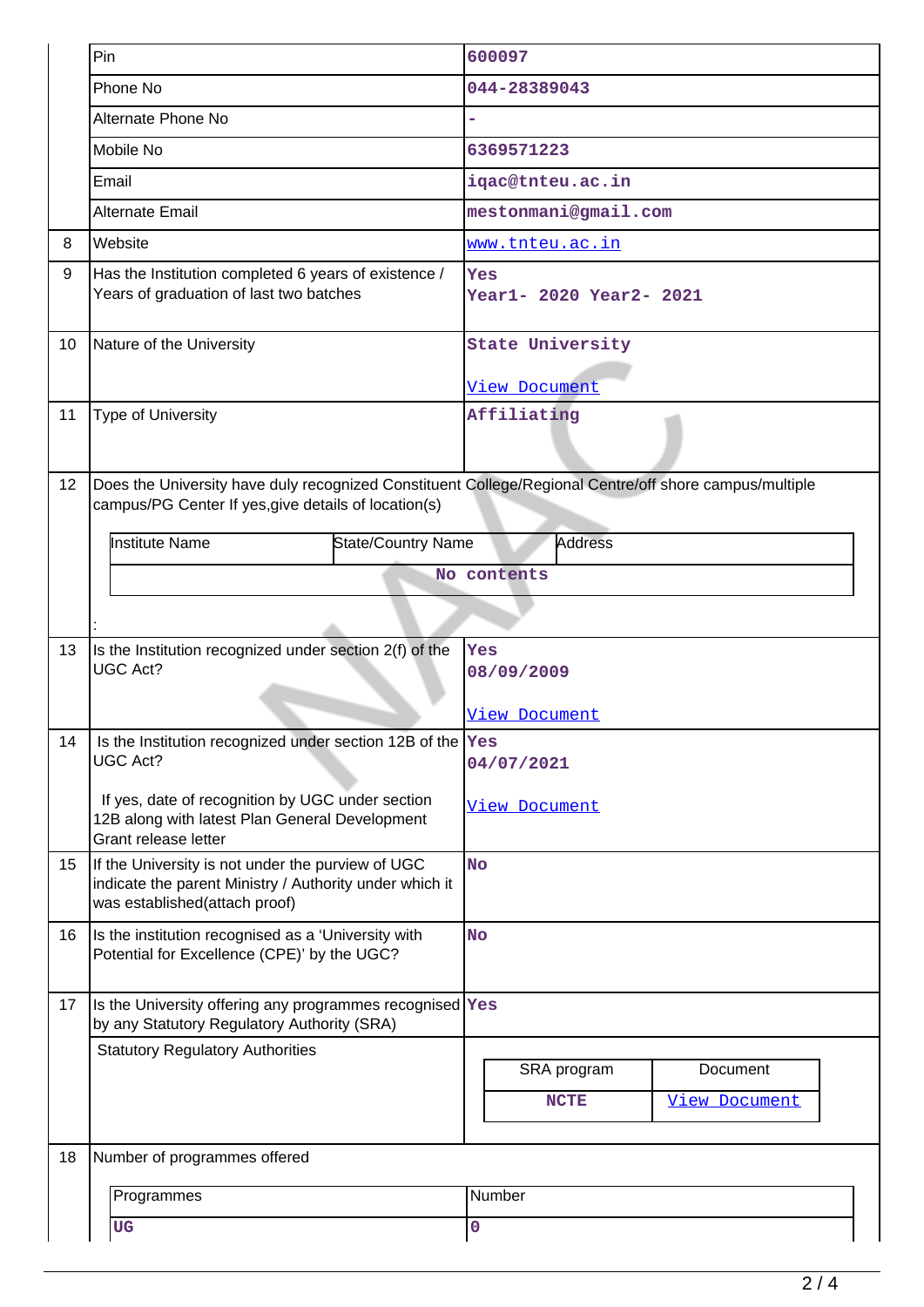| | | |
|---|---|---|
| | Pin | 600097 |
| | Phone No | 044-28389043 |
| | Alternate Phone No | - |
| | Mobile No | 6369571223 |
| | Email | iqac@tnteu.ac.in |
| | Alternate Email | mestonmani@gmail.com |
| 8 | Website | www.tnteu.ac.in |
| 9 | Has the Institution completed 6 years of existence / Years of graduation of last two batches | Yes<br>Year1- 2020 Year2- 2021 |
| 10 | Nature of the University | State University<br><br>View Document |
| 11 | Type of University | Affiliating |

**12** Does the University have duly recognized Constituent College/Regional Centre/off shore campus/multiple campus/PG Center If yes,give details of location(s)

| Institute Name | State/Country Name | Address |
|---|---|---|
| No contents | | |

:

| | | |
|---|---|---|
| 13 | Is the Institution recognized under section 2(f) of the UGC Act? | Yes<br>08/09/2009<br><br>View Document |
| 14 | Is the Institution recognized under section 12B of the UGC Act?<br><br>If yes, date of recognition by UGC under section 12B along with latest Plan General Development Grant release letter | Yes<br>04/07/2021<br><br>View Document |
| 15 | If the University is not under the purview of UGC indicate the parent Ministry / Authority under which it was established(attach proof) | No |
| 16 | Is the institution recognised as a 'University with Potential for Excellence (CPE)' by the UGC? | No |
| 17 | Is the University offering any programmes recognised by any Statutory Regulatory Authority (SRA) | Yes |
| | Statutory Regulatory Authorities | |

| SRA program | Document |
|---|---|
| NCTE | View Document |

**18** Number of programmes offered

| Programmes | Number |
|---|---|
| UG | 0 |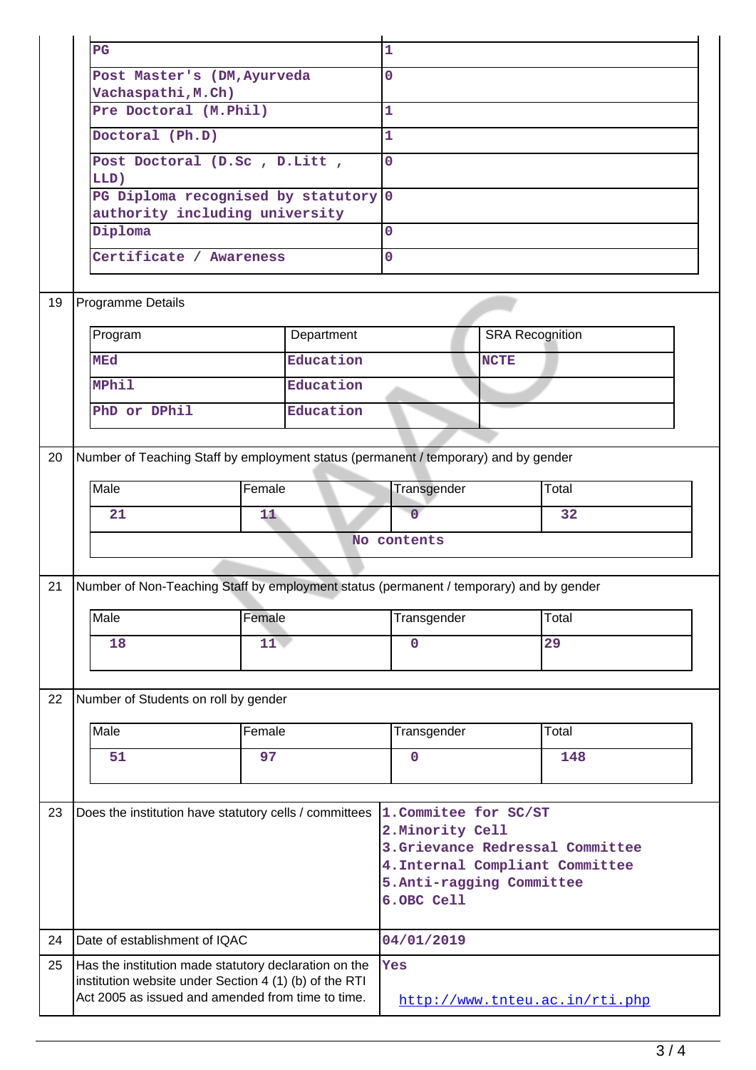| | | |
|---|---|---|
| | PG | 1 |
| | Post Master's (DM,Ayurveda Vachaspathi,M.Ch) | 0 |
| | Pre Doctoral (M.Phil) | 1 |
| | Doctoral (Ph.D) | 1 |
| | Post Doctoral (D.Sc , D.Litt , LLD) | 0 |
| | PG Diploma recognised by statutory authority including university | 0 |
| | Diploma | 0 |
| | Certificate / Awareness | 0 |

19 Programme Details

| Program | Department | SRA Recognition |
|---|---|---|
| MEd | Education | NCTE |
| MPhil | Education | |
| PhD or DPhil | Education | |

20 Number of Teaching Staff by employment status (permanent / temporary) and by gender

| Male | Female | Transgender | Total |
|---|---|---|---|
| 21 | 11 | 0 | 32 |
| No contents | | | |

21 Number of Non-Teaching Staff by employment status (permanent / temporary) and by gender

| Male | Female | Transgender | Total |
|---|---|---|---|
| 18 | 11 | 0 | 29 |

22 Number of Students on roll by gender

| Male | Female | Transgender | Total |
|---|---|---|---|
| 51 | 97 | 0 | 148 |

| | | |
|---|---|---|
| 23 | Does the institution have statutory cells / committees | 1.Commitee for SC/ST<br>2.Minority Cell<br>3.Grievance Redressal Committee<br>4.Internal Compliant Committee<br>5.Anti-ragging Committee<br>6.OBC Cell |
| 24 | Date of establishment of IQAC | 04/01/2019 |
| 25 | Has the institution made statutory declaration on the institution website under Section 4 (1) (b) of the RTI Act 2005 as issued and amended from time to time. | Yes<br>http://www.tnteu.ac.in/rti.php |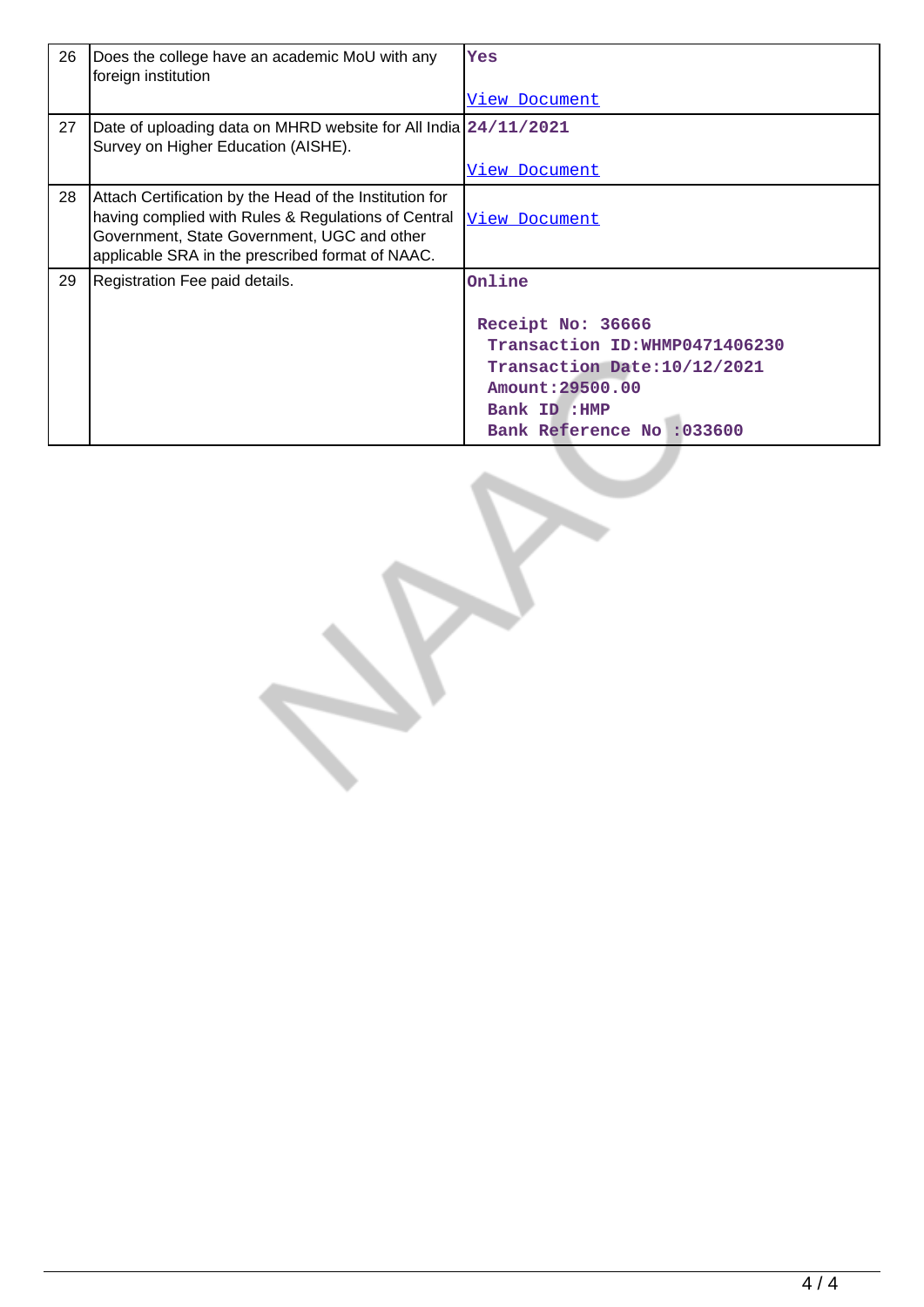| | | |
|---|---|---|
| 26 | Does the college have an academic MoU with any foreign institution | Yes<br><br>View Document |
| 27 | Date of uploading data on MHRD website for All India Survey on Higher Education (AISHE). | 24/11/2021<br><br>View Document |
| 28 | Attach Certification by the Head of the Institution for having complied with Rules & Regulations of Central Government, State Government, UGC and other applicable SRA in the prescribed format of NAAC. | View Document |
| 29 | Registration Fee paid details. | Online<br><br>Receipt No: 36666<br>Transaction ID:WHMP0471406230<br>Transaction Date:10/12/2021<br>Amount:29500.00<br>Bank ID :HMP<br>Bank Reference No :033600 |